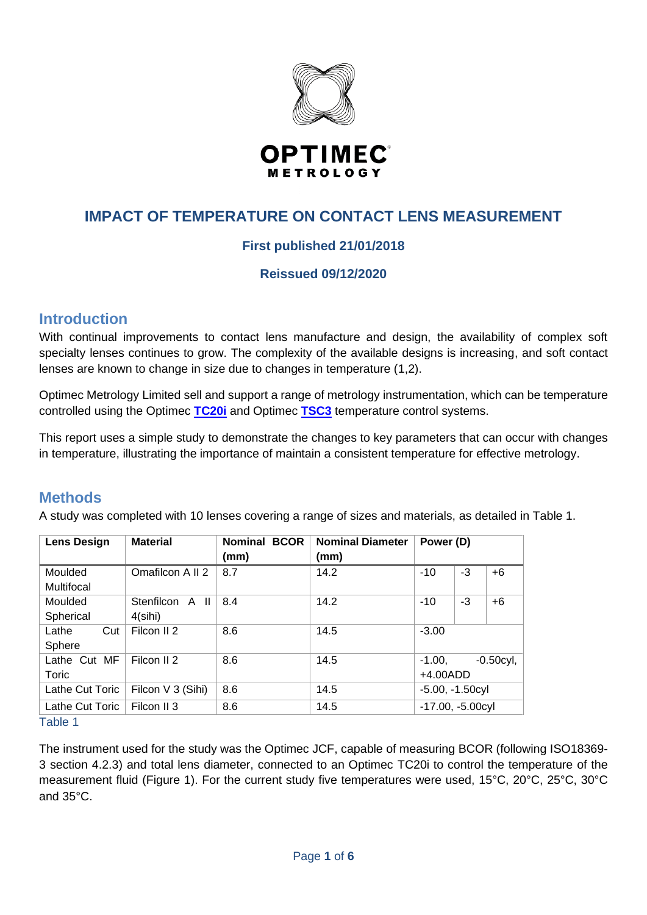# IMPACT OF TEMPERATURE ON CONTACT LENS MEASUREMENT

**First published 21/01/2018**

**Reissued 09/12/2020**

## Introduction

With continual improvements to contact lens manufacture and design, the availability of complex soft specialty lenses continues to grow. The complexity of the available designs is increasing, and soft contact lenses are known to change in size due to changes in temperature (1,2).

Optimec Metrology Limited sell and support a range of metrology instrumentation, which can be temperature controlled using the Optimec **TC20i** and Optimec **TSC3** temperature control systems.

This report uses a simple study to demonstrate the changes to key parameters that can occur with changes in temperature, illustrating the importance of maintain a consistent temperature for effective metrology.

## Methods

A study was completed with 10 lenses covering a range of sizes and materials, as detailed in Table 1.

| Lens Design | Material | Nominal BCOR (mm) | Nominal Diameter (mm) | Power (D) | | |
|---|---|---|---|---|---|---|
| Moulded Multifocal | Omafilcon A II 2 | 8.7 | 14.2 | -10 | -3 | +6 |
| Moulded Spherical | Stenfilcon A II 4(sihi) | 8.4 | 14.2 | -10 | -3 | +6 |
| Lathe Cut Sphere | Filcon II 2 | 8.6 | 14.5 | -3.00 | | |
| Lathe Cut MF Toric | Filcon II 2 | 8.6 | 14.5 | -1.00, -0.50cyl, +4.00ADD | | |
| Lathe Cut Toric | Filcon V 3 (Sihi) | 8.6 | 14.5 | -5.00, -1.50cyl | | |
| Lathe Cut Toric | Filcon II 3 | 8.6 | 14.5 | -17.00, -5.00cyl | | |

Table 1

The instrument used for the study was the Optimec JCF, capable of measuring BCOR (following ISO18369-3 section 4.2.3) and total lens diameter, connected to an Optimec TC20i to control the temperature of the measurement fluid (Figure 1). For the current study five temperatures were used, 15°C, 20°C, 25°C, 30°C and 35°C.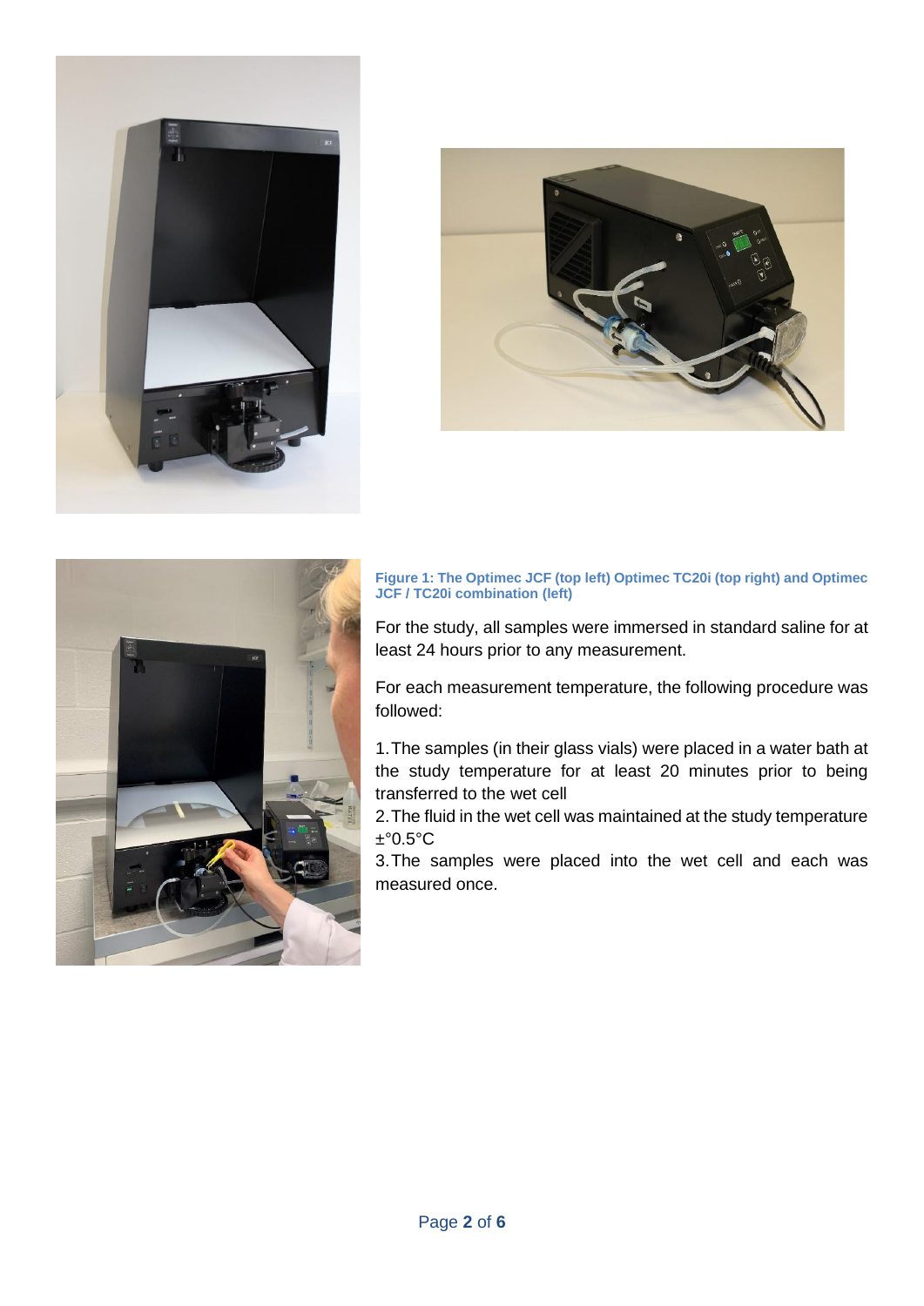**Figure 1: The Optimec JCF (top left) Optimec TC20i (top right) and Optimec JCF / TC20i combination (left)**

For the study, all samples were immersed in standard saline for at least 24 hours prior to any measurement.

For each measurement temperature, the following procedure was followed:

1. The samples (in their glass vials) were placed in a water bath at the study temperature for at least 20 minutes prior to being transferred to the wet cell
2. The fluid in the wet cell was maintained at the study temperature ±°0.5°C
3. The samples were placed into the wet cell and each was measured once.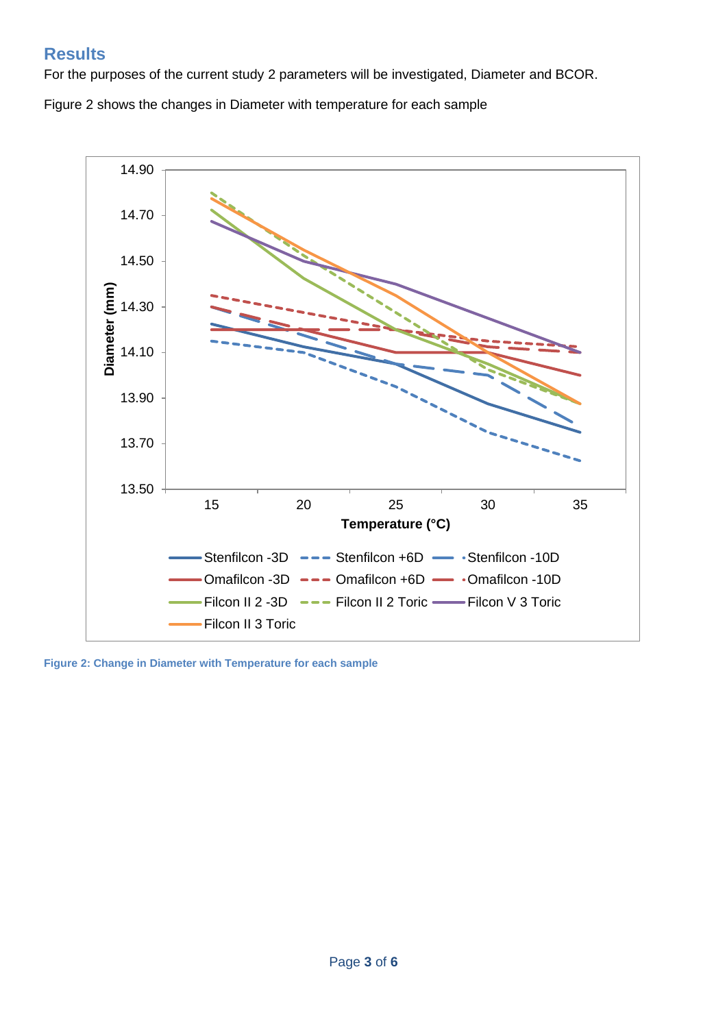## Results

For the purposes of the current study 2 parameters will be investigated, Diameter and BCOR.

Figure 2 shows the changes in Diameter with temperature for each sample

**Figure 2: Change in Diameter with Temperature for each sample**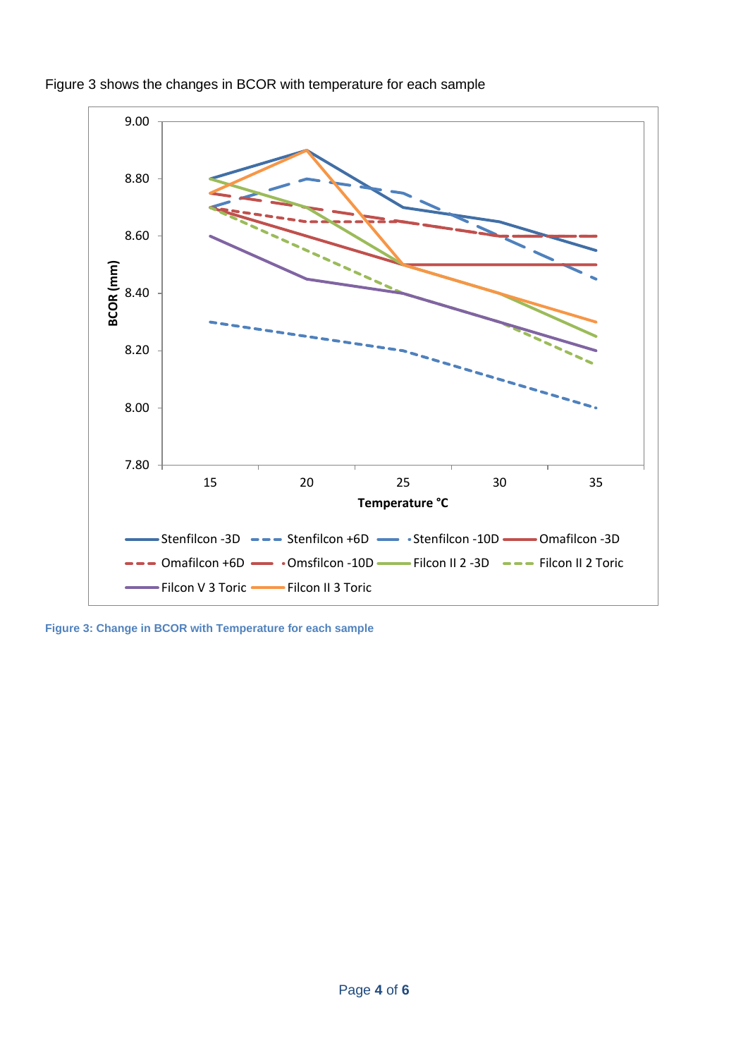Figure 3 shows the changes in BCOR with temperature for each sample

Figure 3: Change in BCOR with Temperature for each sample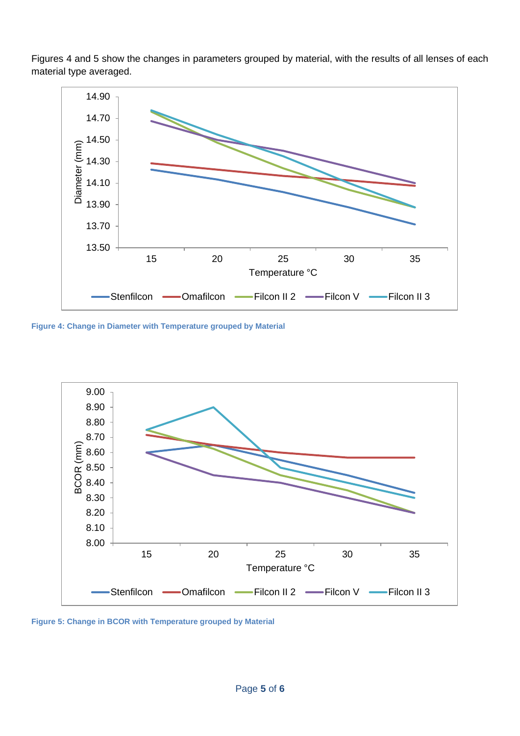Figures 4 and 5 show the changes in parameters grouped by material, with the results of all lenses of each material type averaged.

**Figure 4: Change in Diameter with Temperature grouped by Material**

**Figure 5: Change in BCOR with Temperature grouped by Material**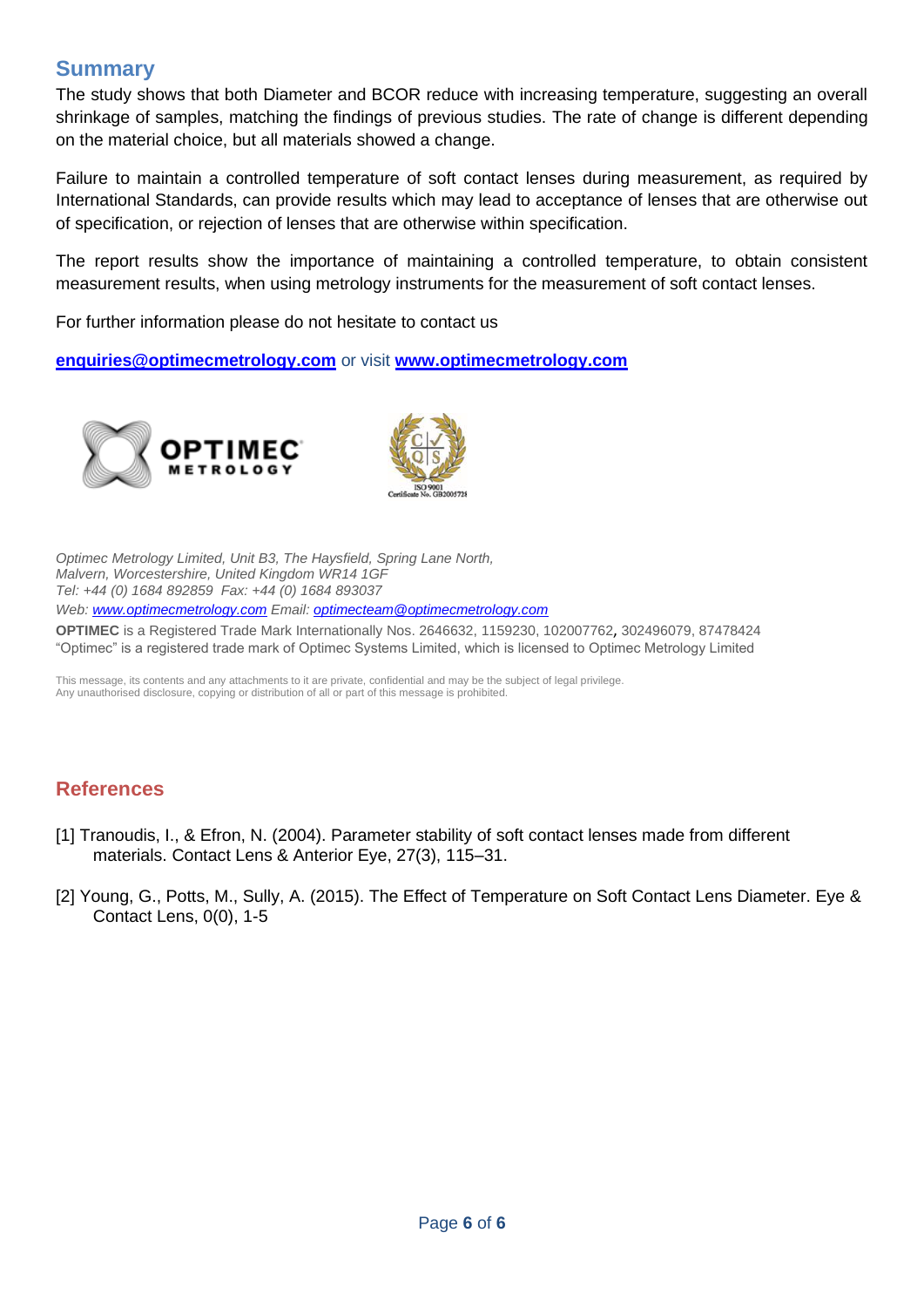## Summary

The study shows that both Diameter and BCOR reduce with increasing temperature, suggesting an overall shrinkage of samples, matching the findings of previous studies. The rate of change is different depending on the material choice, but all materials showed a change.

Failure to maintain a controlled temperature of soft contact lenses during measurement, as required by International Standards, can provide results which may lead to acceptance of lenses that are otherwise out of specification, or rejection of lenses that are otherwise within specification.

The report results show the importance of maintaining a controlled temperature, to obtain consistent measurement results, when using metrology instruments for the measurement of soft contact lenses.

For further information please do not hesitate to contact us

**enquiries@optimecmetrology.com** or visit **www.optimecmetrology.com**

OPTIMEC METROLOGY

ISO 9001
Certificate No. GB2005725

*Optimec Metrology Limited, Unit B3, The Haysfield, Spring Lane North,*
*Malvern, Worcestershire, United Kingdom WR14 1GF*
*Tel: +44 (0) 1684 892859 Fax: +44 (0) 1684 893037*
*Web: www.optimecmetrology.com Email: optimecteam@optimecmetrology.com*

**OPTIMEC** is a Registered Trade Mark Internationally Nos. 2646632, 1159230, 102007762, 302496079, 87478424
"Optimec" is a registered trade mark of Optimec Systems Limited, which is licensed to Optimec Metrology Limited

This message, its contents and any attachments to it are private, confidential and may be the subject of legal privilege.
Any unauthorised disclosure, copying or distribution of all or part of this message is prohibited.

## References

[1] Tranoudis, I., & Efron, N. (2004). Parameter stability of soft contact lenses made from different materials. Contact Lens & Anterior Eye, 27(3), 115–31.

[2] Young, G., Potts, M., Sully, A. (2015). The Effect of Temperature on Soft Contact Lens Diameter. Eye & Contact Lens, 0(0), 1-5